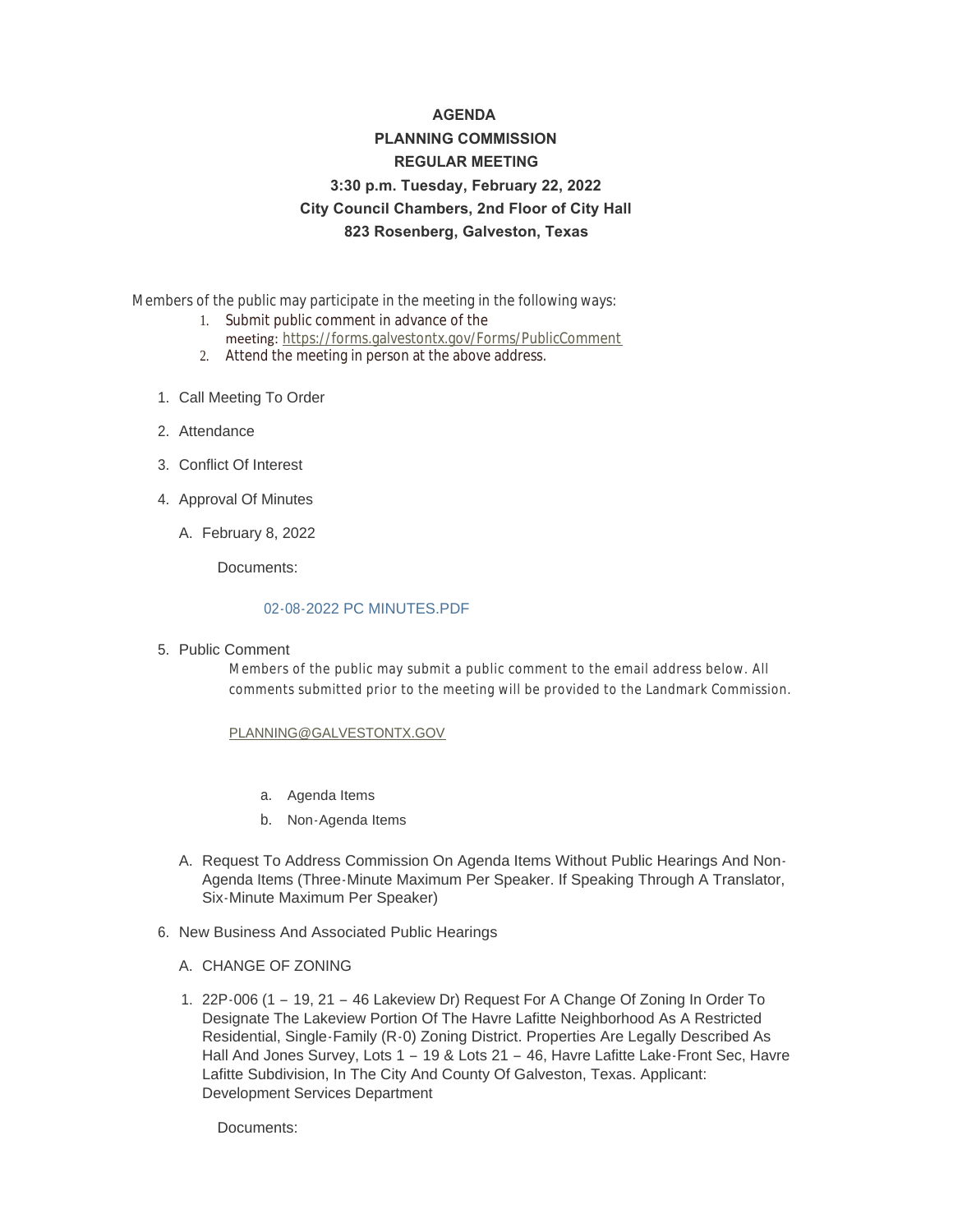**AGENDA**

**PLANNING COMMISSION**

**REGULAR MEETING**

**3:30 p.m. Tuesday, February 22, 2022**

**City Council Chambers, 2nd Floor of City Hall**

**823 Rosenberg, Galveston, Texas**

Members of the public may participate in the meeting in the following ways:

1. Submit public comment in advance of the meeting: https://forms.galvestontx.gov/Forms/PublicComment
2. Attend the meeting in person at the above address.

1. Call Meeting To Order
2. Attendance
3. Conflict Of Interest
4. Approval Of Minutes
   - A. February 8, 2022

     Documents:

     02-08-2022 PC MINUTES.PDF

5. Public Comment

   Members of the public may submit a public comment to the email address below. All comments submitted prior to the meeting will be provided to the Landmark Commission.

   PLANNING@GALVESTONTX.GOV

   - a. Agenda Items
   - b. Non-Agenda Items

   - A. Request To Address Commission On Agenda Items Without Public Hearings And Non-Agenda Items (Three-Minute Maximum Per Speaker. If Speaking Through A Translator, Six-Minute Maximum Per Speaker)

6. New Business And Associated Public Hearings
   - A. CHANGE OF ZONING
     1. 22P-006 (1 – 19, 21 – 46 Lakeview Dr) Request For A Change Of Zoning In Order To Designate The Lakeview Portion Of The Havre Lafitte Neighborhood As A Restricted Residential, Single-Family (R-0) Zoning District. Properties Are Legally Described As Hall And Jones Survey, Lots 1 – 19 & Lots 21 – 46, Havre Lafitte Lake-Front Sec, Havre Lafitte Subdivision, In The City And County Of Galveston, Texas. Applicant: Development Services Department

        Documents: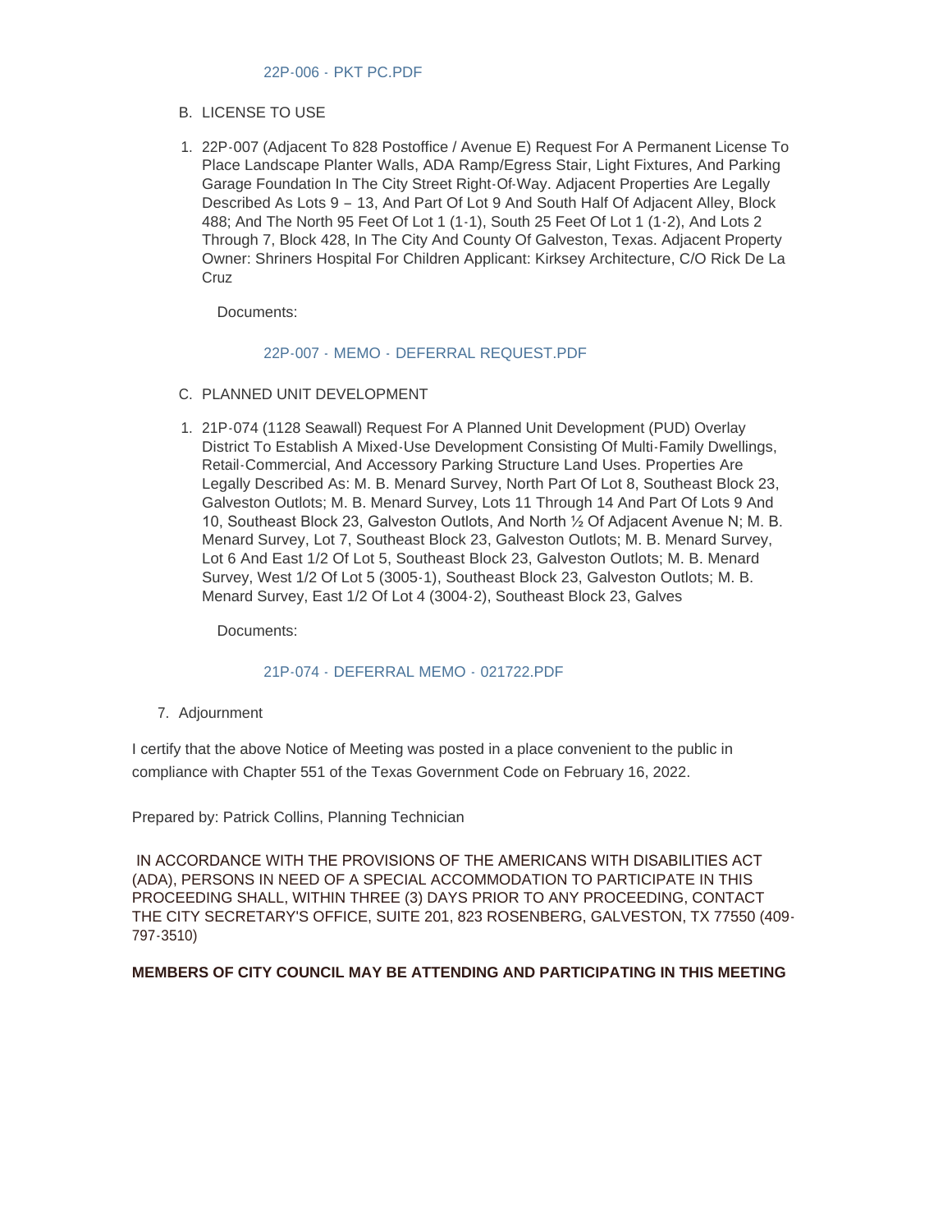22P-006 - PKT PC.PDF

B. LICENSE TO USE

1. 22P-007 (Adjacent To 828 Postoffice / Avenue E) Request For A Permanent License To Place Landscape Planter Walls, ADA Ramp/Egress Stair, Light Fixtures, And Parking Garage Foundation In The City Street Right-Of-Way. Adjacent Properties Are Legally Described As Lots 9 – 13, And Part Of Lot 9 And South Half Of Adjacent Alley, Block 488; And The North 95 Feet Of Lot 1 (1-1), South 25 Feet Of Lot 1 (1-2), And Lots 2 Through 7, Block 428, In The City And County Of Galveston, Texas. Adjacent Property Owner: Shriners Hospital For Children Applicant: Kirksey Architecture, C/O Rick De La Cruz

   Documents:

   22P-007 - MEMO - DEFERRAL REQUEST.PDF

C. PLANNED UNIT DEVELOPMENT

1. 21P-074 (1128 Seawall) Request For A Planned Unit Development (PUD) Overlay District To Establish A Mixed-Use Development Consisting Of Multi-Family Dwellings, Retail-Commercial, And Accessory Parking Structure Land Uses. Properties Are Legally Described As: M. B. Menard Survey, North Part Of Lot 8, Southeast Block 23, Galveston Outlots; M. B. Menard Survey, Lots 11 Through 14 And Part Of Lots 9 And 10, Southeast Block 23, Galveston Outlots, And North ½ Of Adjacent Avenue N; M. B. Menard Survey, Lot 7, Southeast Block 23, Galveston Outlots; M. B. Menard Survey, Lot 6 And East 1/2 Of Lot 5, Southeast Block 23, Galveston Outlots; M. B. Menard Survey, West 1/2 Of Lot 5 (3005-1), Southeast Block 23, Galveston Outlots; M. B. Menard Survey, East 1/2 Of Lot 4 (3004-2), Southeast Block 23, Galves

   Documents:

   21P-074 - DEFERRAL MEMO - 021722.PDF

7. Adjournment

I certify that the above Notice of Meeting was posted in a place convenient to the public in compliance with Chapter 551 of the Texas Government Code on February 16, 2022.

Prepared by: Patrick Collins, Planning Technician

IN ACCORDANCE WITH THE PROVISIONS OF THE AMERICANS WITH DISABILITIES ACT (ADA), PERSONS IN NEED OF A SPECIAL ACCOMMODATION TO PARTICIPATE IN THIS PROCEEDING SHALL, WITHIN THREE (3) DAYS PRIOR TO ANY PROCEEDING, CONTACT THE CITY SECRETARY'S OFFICE, SUITE 201, 823 ROSENBERG, GALVESTON, TX 77550 (409-797-3510)

**MEMBERS OF CITY COUNCIL MAY BE ATTENDING AND PARTICIPATING IN THIS MEETING**